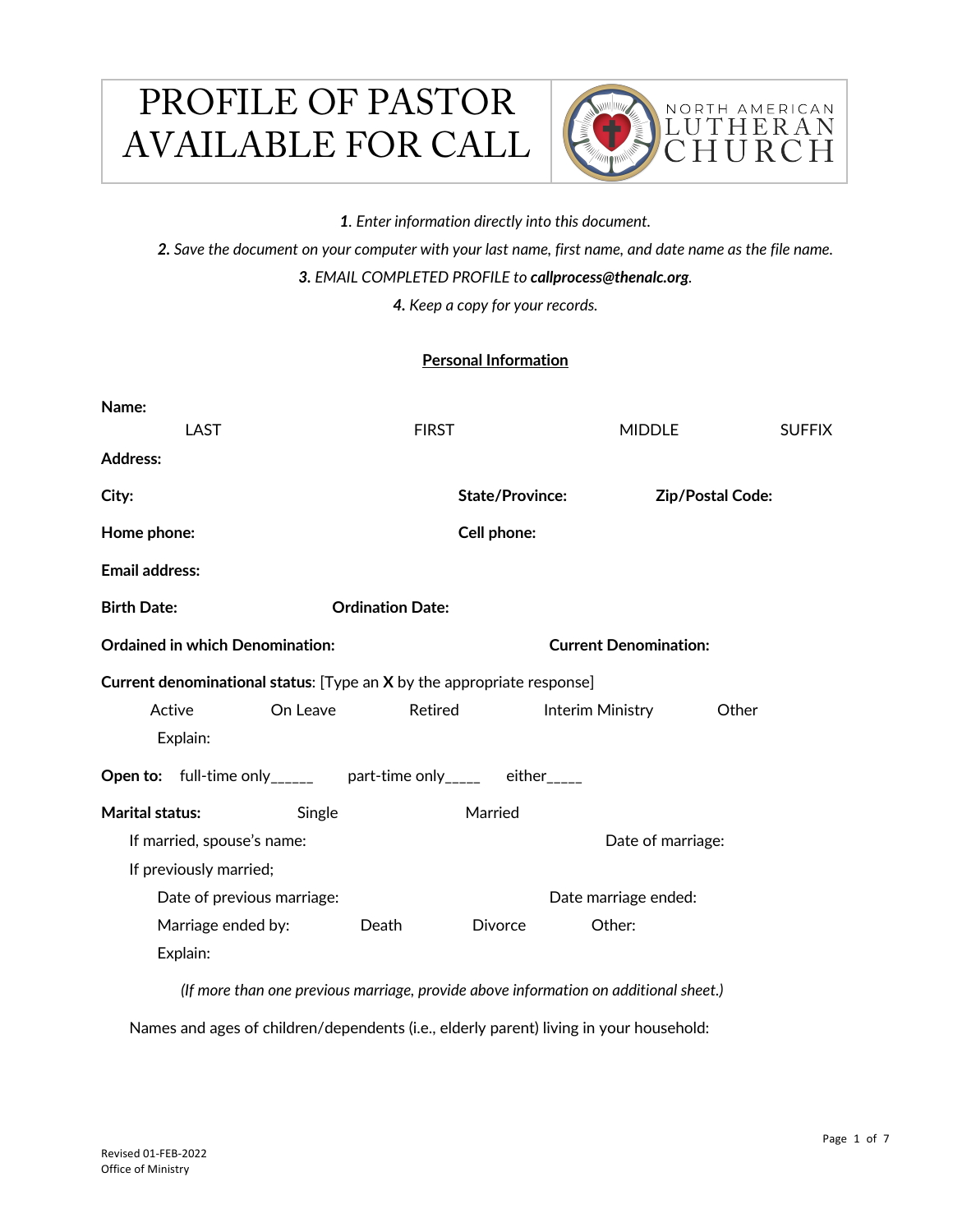# PROFILE OF PASTOR AVAILABLE FOR CALL

NORTH AMERICAN LUTHERAN CHURCH

*1. Enter information directly into this document.*

*2. Save the document on your computer with your last name, first name, and date name as the file name.*

*3. EMAIL COMPLETED PROFILE to **callprocess@thenalc.org**.*

*4. Keep a copy for your records.*

## Personal Information

**Name:**

LAST FIRST MIDDLE SUFFIX

**Address:**

**City:** **State/Province:** **Zip/Postal Code:**

**Home phone:** **Cell phone:**

**Email address:**

**Birth Date:** **Ordination Date:**

**Ordained in which Denomination:** **Current Denomination:**

**Current denominational status**: [Type an **X** by the appropriate response]

Active On Leave Retired Interim Ministry Other

Explain:

**Open to:** full-time only______ part-time only_____ either_____

**Marital status:** Single Married

If married, spouse's name: Date of marriage:

If previously married;

Date of previous marriage: Date marriage ended:

Marriage ended by: Death Divorce Other:

Explain:

*(If more than one previous marriage, provide above information on additional sheet.)*

Names and ages of children/dependents (i.e., elderly parent) living in your household:

Revised 01-FEB-2022
Office of Ministry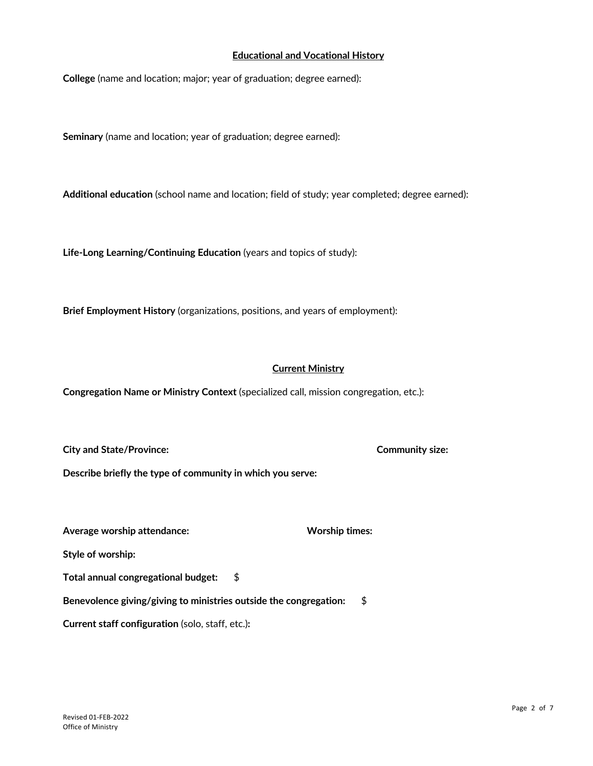## Educational and Vocational History

**College** (name and location; major; year of graduation; degree earned):

**Seminary** (name and location; year of graduation; degree earned):

**Additional education** (school name and location; field of study; year completed; degree earned):

**Life-Long Learning/Continuing Education** (years and topics of study):

**Brief Employment History** (organizations, positions, and years of employment):

## Current Ministry

**Congregation Name or Ministry Context** (specialized call, mission congregation, etc.):

**City and State/Province:** **Community size:**

**Describe briefly the type of community in which you serve:**

**Average worship attendance:** **Worship times:**

**Style of worship:**

**Total annual congregational budget:** $

**Benevolence giving/giving to ministries outside the congregation:** $

**Current staff configuration** (solo, staff, etc.)**:**

Revised 01-FEB-2022
Office of Ministry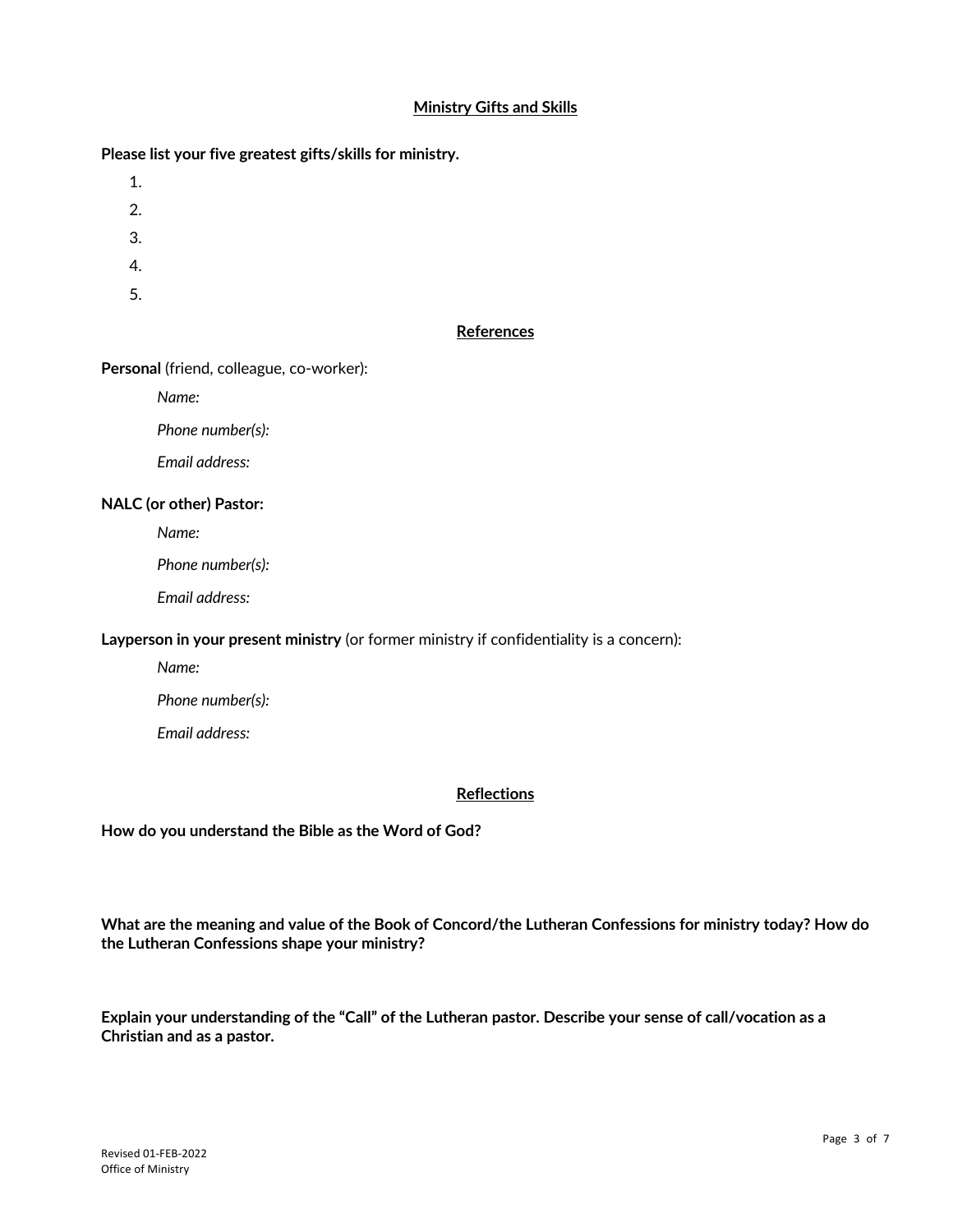## Ministry Gifts and Skills

**Please list your five greatest gifts/skills for ministry.**

1.
2.
3.
4.
5.

## References

**Personal** (friend, colleague, co-worker):

*Name:*

*Phone number(s):*

*Email address:*

**NALC (or other) Pastor:**

*Name:*

*Phone number(s):*

*Email address:*

**Layperson in your present ministry** (or former ministry if confidentiality is a concern):

*Name:*

*Phone number(s):*

*Email address:*

## Reflections

**How do you understand the Bible as the Word of God?**

**What are the meaning and value of the Book of Concord/the Lutheran Confessions for ministry today? How do the Lutheran Confessions shape your ministry?**

**Explain your understanding of the "Call" of the Lutheran pastor. Describe your sense of call/vocation as a Christian and as a pastor.**

Revised 01-FEB-2022
Office of Ministry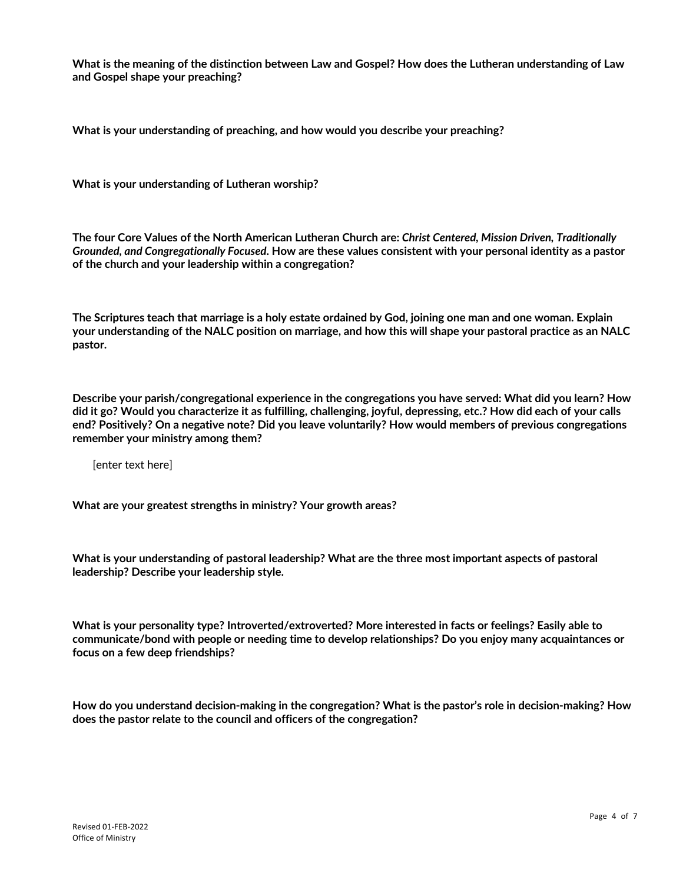**What is the meaning of the distinction between Law and Gospel? How does the Lutheran understanding of Law and Gospel shape your preaching?**

**What is your understanding of preaching, and how would you describe your preaching?**

**What is your understanding of Lutheran worship?**

**The four Core Values of the North American Lutheran Church are: *Christ Centered, Mission Driven, Traditionally Grounded, and Congregationally Focused*. How are these values consistent with your personal identity as a pastor of the church and your leadership within a congregation?**

**The Scriptures teach that marriage is a holy estate ordained by God, joining one man and one woman. Explain your understanding of the NALC position on marriage, and how this will shape your pastoral practice as an NALC pastor.**

**Describe your parish/congregational experience in the congregations you have served: What did you learn? How did it go? Would you characterize it as fulfilling, challenging, joyful, depressing, etc.? How did each of your calls end? Positively? On a negative note? Did you leave voluntarily? How would members of previous congregations remember your ministry among them?**

[enter text here]

**What are your greatest strengths in ministry? Your growth areas?**

**What is your understanding of pastoral leadership? What are the three most important aspects of pastoral leadership? Describe your leadership style.**

**What is your personality type? Introverted/extroverted? More interested in facts or feelings? Easily able to communicate/bond with people or needing time to develop relationships? Do you enjoy many acquaintances or focus on a few deep friendships?**

**How do you understand decision-making in the congregation? What is the pastor's role in decision-making? How does the pastor relate to the council and officers of the congregation?**

Revised 01-FEB-2022
Office of Ministry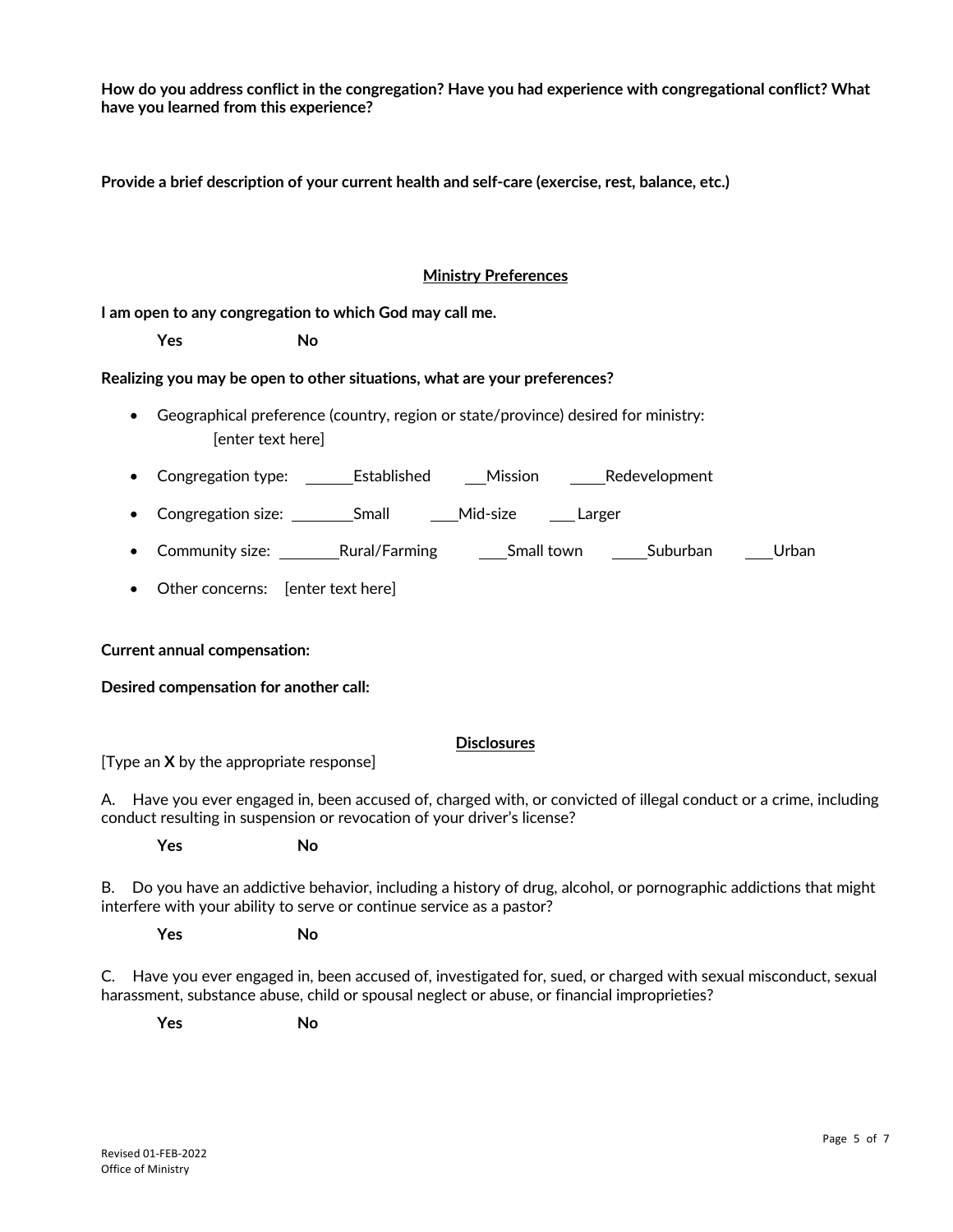**How do you address conflict in the congregation? Have you had experience with congregational conflict? What have you learned from this experience?**

**Provide a brief description of your current health and self-care (exercise, rest, balance, etc.)**

## Ministry Preferences

**I am open to any congregation to which God may call me.**

**Yes** **No**

**Realizing you may be open to other situations, what are your preferences?**

- Geographical preference (country, region or state/province) desired for ministry:
  [enter text here]
- Congregation type: ______Established ___Mission _____Redevelopment
- Congregation size: ________Small ____Mid-size ____Larger
- Community size: ________Rural/Farming ____Small town _____Suburban ____Urban
- Other concerns: [enter text here]

**Current annual compensation:**

**Desired compensation for another call:**

## Disclosures

[Type an **X** by the appropriate response]

A. Have you ever engaged in, been accused of, charged with, or convicted of illegal conduct or a crime, including conduct resulting in suspension or revocation of your driver's license?

**Yes** **No**

B. Do you have an addictive behavior, including a history of drug, alcohol, or pornographic addictions that might interfere with your ability to serve or continue service as a pastor?

**Yes** **No**

C. Have you ever engaged in, been accused of, investigated for, sued, or charged with sexual misconduct, sexual harassment, substance abuse, child or spousal neglect or abuse, or financial improprieties?

**Yes** **No**

Revised 01-FEB-2022
Office of Ministry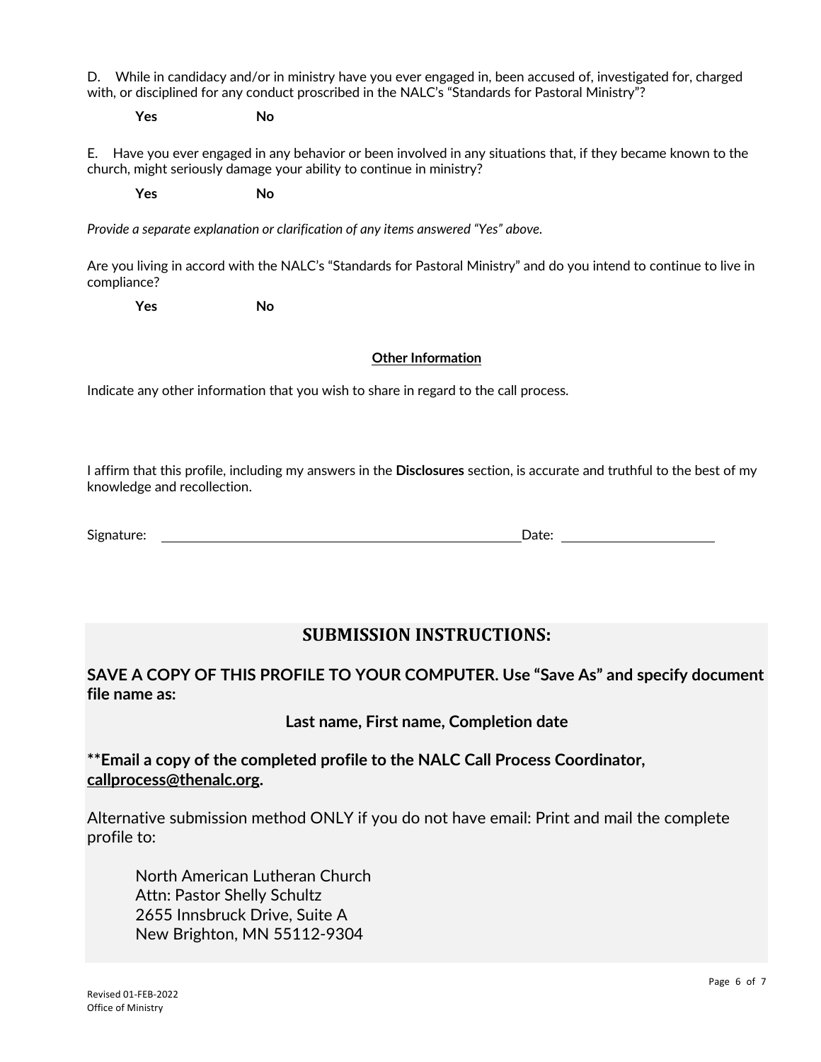D. While in candidacy and/or in ministry have you ever engaged in, been accused of, investigated for, charged with, or disciplined for any conduct proscribed in the NALC's "Standards for Pastoral Ministry"?

**Yes** **No**

E. Have you ever engaged in any behavior or been involved in any situations that, if they became known to the church, might seriously damage your ability to continue in ministry?

**Yes** **No**

*Provide a separate explanation or clarification of any items answered "Yes" above.*

Are you living in accord with the NALC's "Standards for Pastoral Ministry" and do you intend to continue to live in compliance?

**Yes** **No**

## Other Information

Indicate any other information that you wish to share in regard to the call process.

I affirm that this profile, including my answers in the **Disclosures** section, is accurate and truthful to the best of my knowledge and recollection.

Signature: ______________________________ Date: ______________

## SUBMISSION INSTRUCTIONS:

**SAVE A COPY OF THIS PROFILE TO YOUR COMPUTER. Use "Save As" and specify document file name as:**

**Last name, First name, Completion date**

****Email a copy of the completed profile to the NALC Call Process Coordinator, callprocess@thenalc.org.**

Alternative submission method ONLY if you do not have email: Print and mail the complete profile to:

North American Lutheran Church
Attn: Pastor Shelly Schultz
2655 Innsbruck Drive, Suite A
New Brighton, MN 55112-9304

Revised 01-FEB-2022
Office of Ministry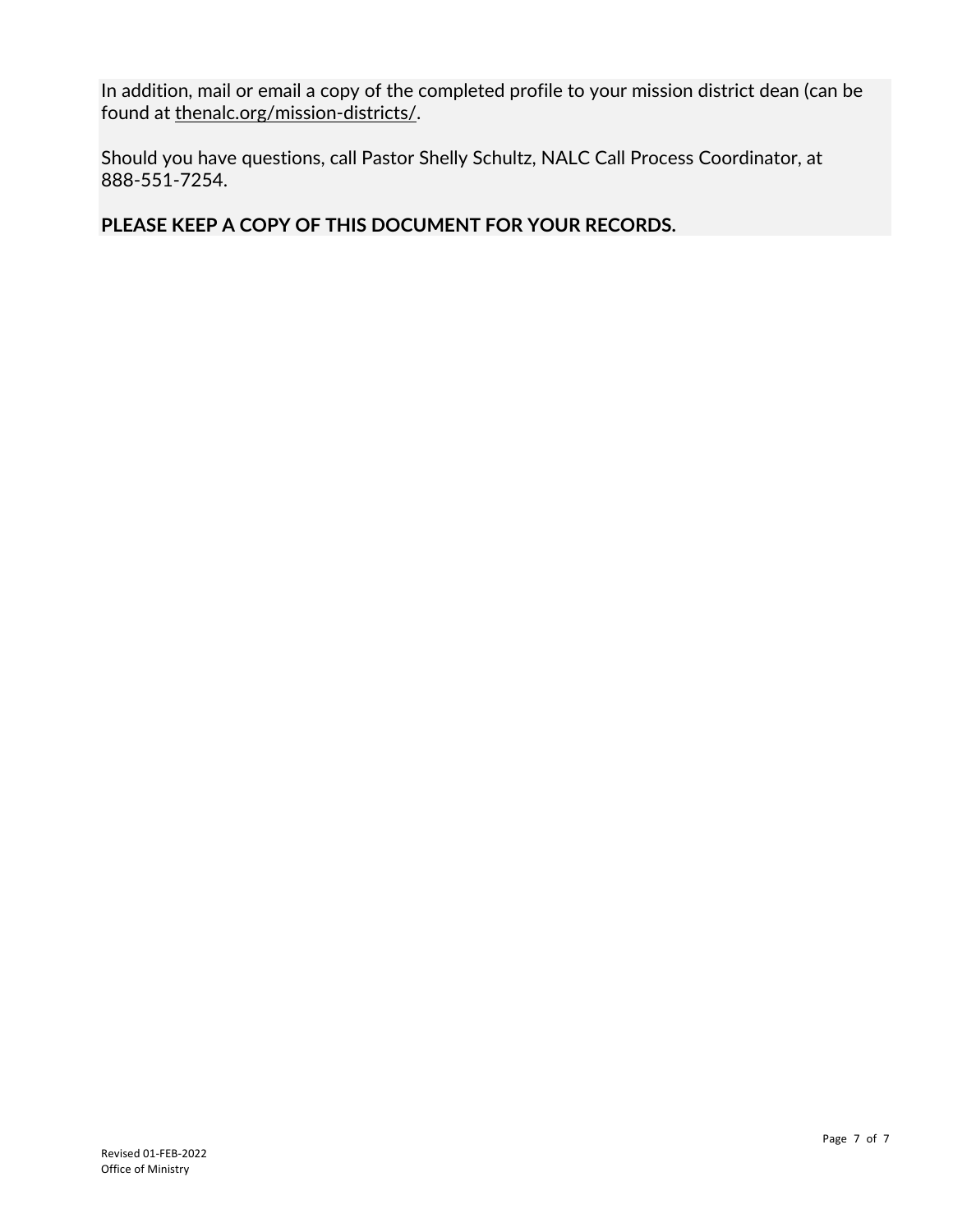In addition, mail or email a copy of the completed profile to your mission district dean (can be found at thenalc.org/mission-districts/.

Should you have questions, call Pastor Shelly Schultz, NALC Call Process Coordinator, at 888-551-7254.

**PLEASE KEEP A COPY OF THIS DOCUMENT FOR YOUR RECORDS.**

Revised 01-FEB-2022
Office of Ministry